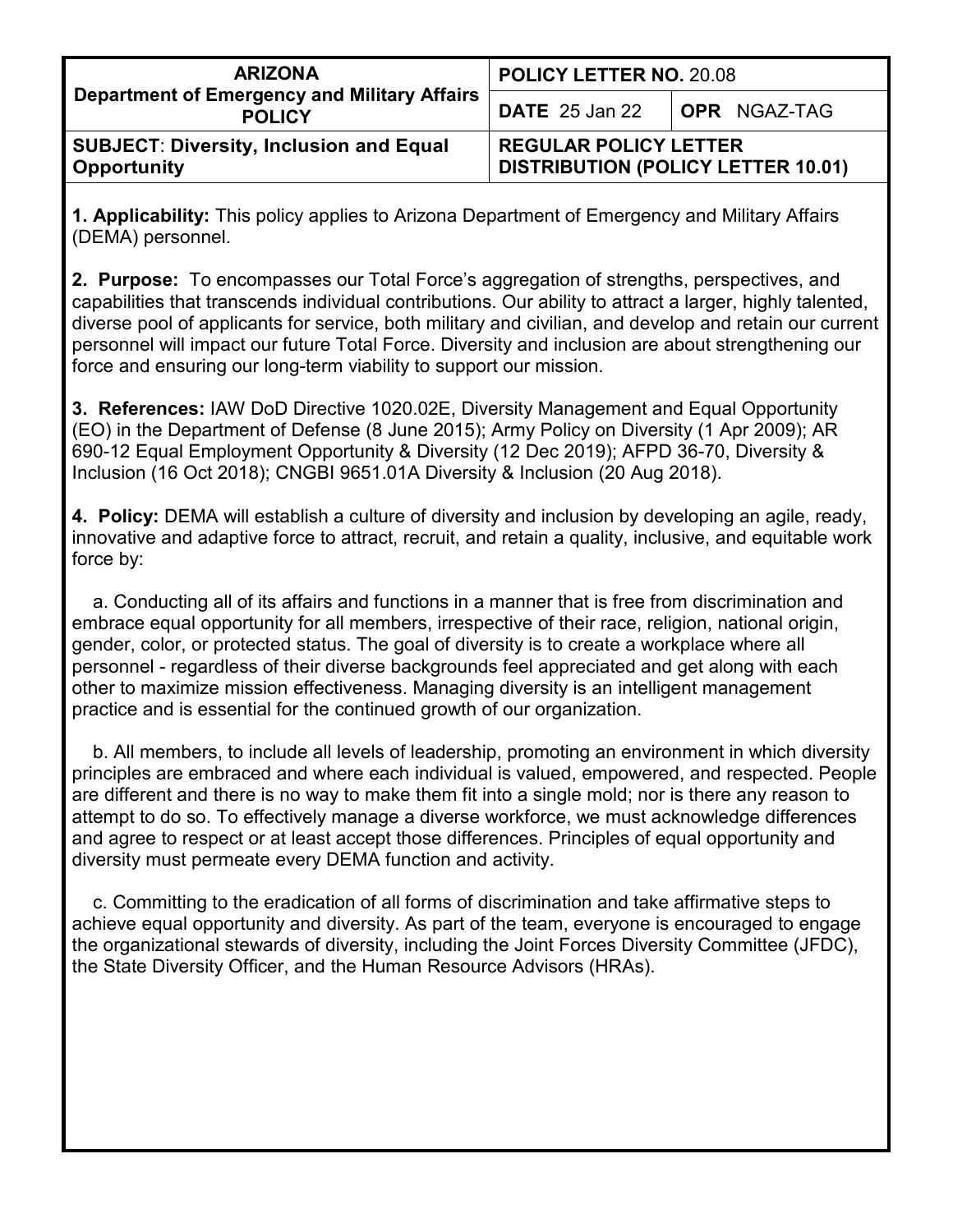| ARIZONA Department of Emergency and Military Affairs POLICY | POLICY LETTER NO. 20.08 | |
|---|---|---|
| | DATE 25 Jan 22 | OPR NGAZ-TAG |
| SUBJECT: Diversity, Inclusion and Equal Opportunity | REGULAR POLICY LETTER DISTRIBUTION (POLICY LETTER 10.01) | |

**1. Applicability:** This policy applies to Arizona Department of Emergency and Military Affairs (DEMA) personnel.

**2. Purpose:** To encompasses our Total Force's aggregation of strengths, perspectives, and capabilities that transcends individual contributions. Our ability to attract a larger, highly talented, diverse pool of applicants for service, both military and civilian, and develop and retain our current personnel will impact our future Total Force. Diversity and inclusion are about strengthening our force and ensuring our long-term viability to support our mission.

**3. References:** IAW DoD Directive 1020.02E, Diversity Management and Equal Opportunity (EO) in the Department of Defense (8 June 2015); Army Policy on Diversity (1 Apr 2009); AR 690-12 Equal Employment Opportunity & Diversity (12 Dec 2019); AFPD 36-70, Diversity & Inclusion (16 Oct 2018); CNGBI 9651.01A Diversity & Inclusion (20 Aug 2018).

**4. Policy:** DEMA will establish a culture of diversity and inclusion by developing an agile, ready, innovative and adaptive force to attract, recruit, and retain a quality, inclusive, and equitable work force by:

a. Conducting all of its affairs and functions in a manner that is free from discrimination and embrace equal opportunity for all members, irrespective of their race, religion, national origin, gender, color, or protected status. The goal of diversity is to create a workplace where all personnel - regardless of their diverse backgrounds feel appreciated and get along with each other to maximize mission effectiveness. Managing diversity is an intelligent management practice and is essential for the continued growth of our organization.

b. All members, to include all levels of leadership, promoting an environment in which diversity principles are embraced and where each individual is valued, empowered, and respected. People are different and there is no way to make them fit into a single mold; nor is there any reason to attempt to do so. To effectively manage a diverse workforce, we must acknowledge differences and agree to respect or at least accept those differences. Principles of equal opportunity and diversity must permeate every DEMA function and activity.

c. Committing to the eradication of all forms of discrimination and take affirmative steps to achieve equal opportunity and diversity. As part of the team, everyone is encouraged to engage the organizational stewards of diversity, including the Joint Forces Diversity Committee (JFDC), the State Diversity Officer, and the Human Resource Advisors (HRAs).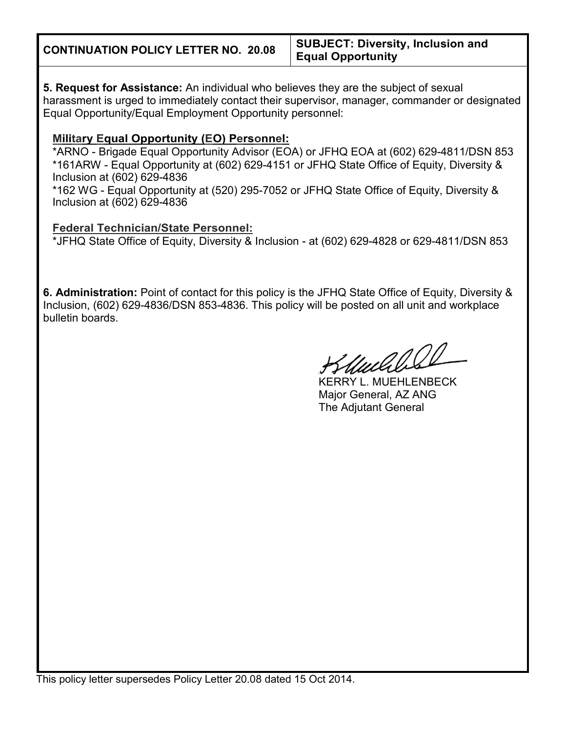| CONTINUATION POLICY LETTER NO. 20.08 | SUBJECT: Diversity, Inclusion and Equal Opportunity |
| --- | --- |

**5. Request for Assistance:** An individual who believes they are the subject of sexual harassment is urged to immediately contact their supervisor, manager, commander or designated Equal Opportunity/Equal Employment Opportunity personnel:

**Military Equal Opportunity (EO) Personnel:**

*ARNO - Brigade Equal Opportunity Advisor (EOA) or JFHQ EOA at (602) 629-4811/DSN 853
*161ARW - Equal Opportunity at (602) 629-4151 or JFHQ State Office of Equity, Diversity & Inclusion at (602) 629-4836
*162 WG - Equal Opportunity at (520) 295-7052 or JFHQ State Office of Equity, Diversity & Inclusion at (602) 629-4836

**Federal Technician/State Personnel:**

*JFHQ State Office of Equity, Diversity & Inclusion - at (602) 629-4828 or 629-4811/DSN 853

**6. Administration:** Point of contact for this policy is the JFHQ State Office of Equity, Diversity & Inclusion, (602) 629-4836/DSN 853-4836. This policy will be posted on all unit and workplace bulletin boards.

KERRY L. MUEHLENBECK
Major General, AZ ANG
The Adjutant General

This policy letter supersedes Policy Letter 20.08 dated 15 Oct 2014.